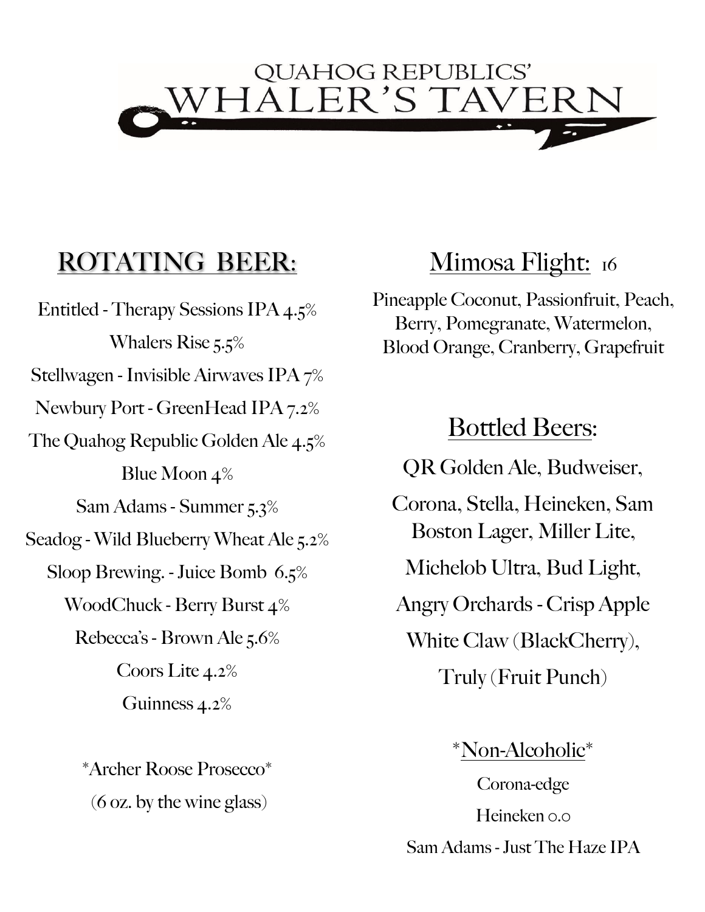# QUAHOG REPUBLICS' WHALER'S TAVERN

## ROTATING BEER:

Entitled - Therapy Sessions IPA 4.5%

Whalers Rise 5.5%

Stellwagen - Invisible Airwaves IPA 7%

Newbury Port - GreenHead IPA 7.2%

The Quahog Republic Golden Ale 4.5%

Blue Moon 4%

Sam Adams - Summer 5.3%

Seadog - Wild Blueberry Wheat Ale 5.2%

Sloop Brewing. - Juice Bomb 6.5%

WoodChuck - Berry Burst 4%

Rebecca's - Brown Ale 5.6%

Coors Lite 4.2%

Guinness 4.2%

*Archer Roose Prosecco*

(6 oz. by the wine glass)

## Mimosa Flight: 16

Pineapple Coconut, Passionfruit, Peach, Berry, Pomegranate, Watermelon, Blood Orange, Cranberry, Grapefruit

## Bottled Beers:

QR Golden Ale, Budweiser,

Corona, Stella, Heineken, Sam Boston Lager, Miller Lite,

Michelob Ultra, Bud Light,

Angry Orchards - Crisp Apple

White Claw (BlackCherry),

Truly (Fruit Punch)

*Non-Alcoholic*

Corona-edge

Heineken 0.0

Sam Adams - Just The Haze IPA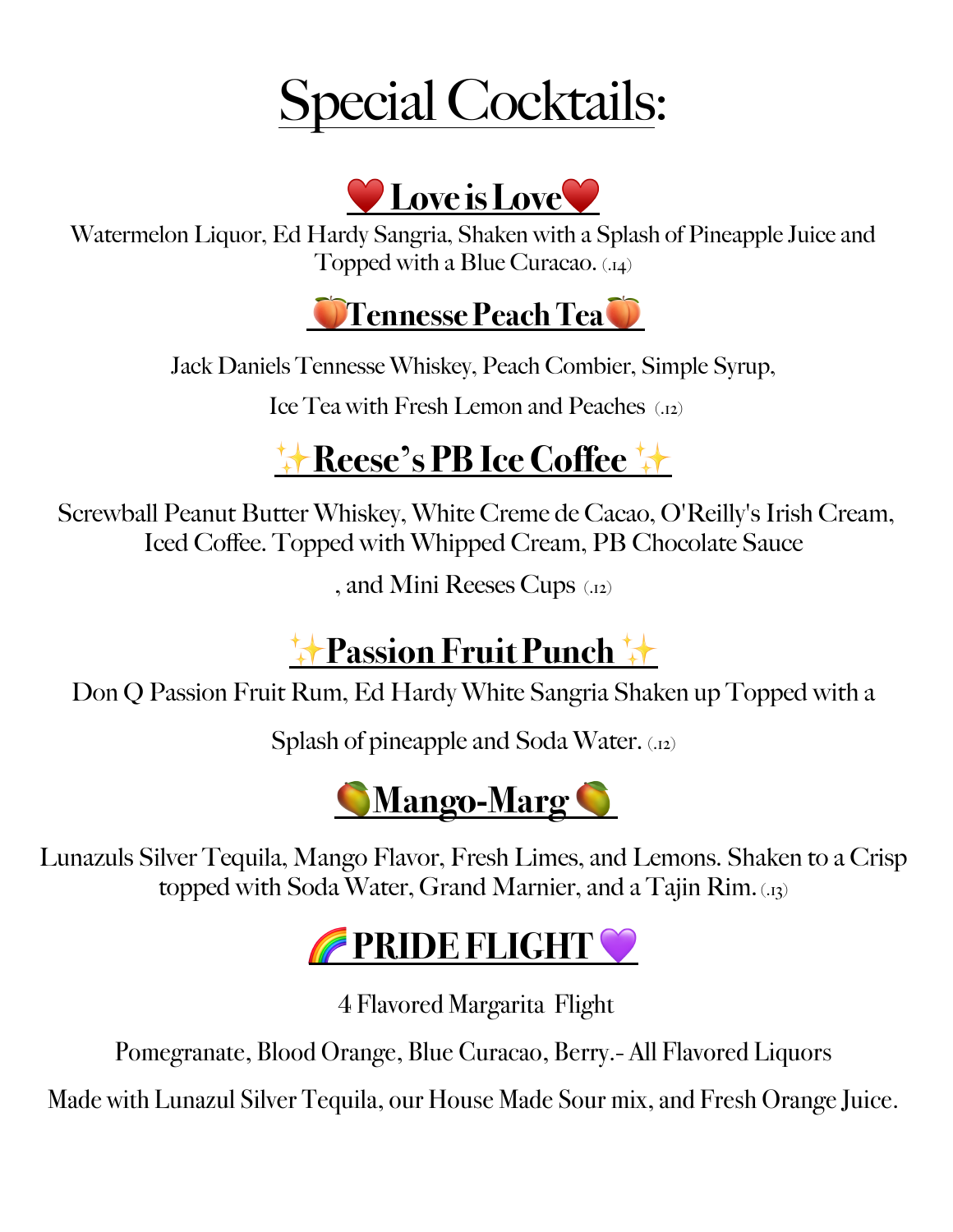# Special Cocktails:

## ♥️ Love is Love♥️

Watermelon Liquor, Ed Hardy Sangria, Shaken with a Splash of Pineapple Juice and Topped with a Blue Curacao. (.14)

## 🍑Tennesse Peach Tea🍑

Jack Daniels Tennesse Whiskey, Peach Combier, Simple Syrup,

Ice Tea with Fresh Lemon and Peaches (.12)

## ✨Reese's PB Ice Coffee ✨

Screwball Peanut Butter Whiskey, White Creme de Cacao, O'Reilly's Irish Cream, Iced Coffee. Topped with Whipped Cream, PB Chocolate Sauce

, and Mini Reeses Cups (.12)

## ✨Passion Fruit Punch ✨

Don Q Passion Fruit Rum, Ed Hardy White Sangria Shaken up Topped with a

Splash of pineapple and Soda Water. (.12)

## 🥭Mango-Marg🥭

Lunazuls Silver Tequila, Mango Flavor, Fresh Limes, and Lemons. Shaken to a Crisp topped with Soda Water, Grand Marnier, and a Tajin Rim. (.13)

## 🌈PRIDE FLIGHT 💜

4 Flavored Margarita Flight

Pomegranate, Blood Orange, Blue Curacao, Berry.- All Flavored Liquors

Made with Lunazul Silver Tequila, our House Made Sour mix, and Fresh Orange Juice.